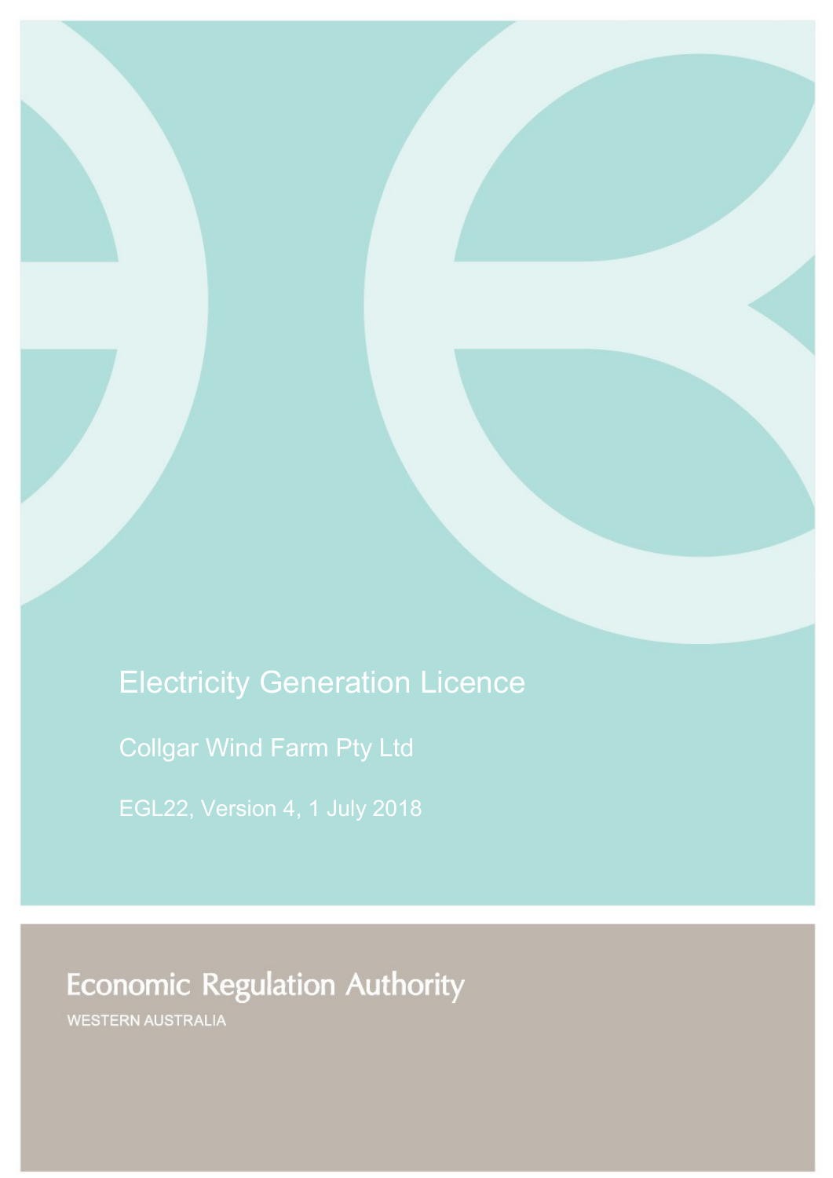# Electricity Generation Licence

## Collgar Wind Farm Pty Ltd

EGL22, Version 4, 1 July 2018

Economic Regulation Authority

WESTERN AUSTRALIA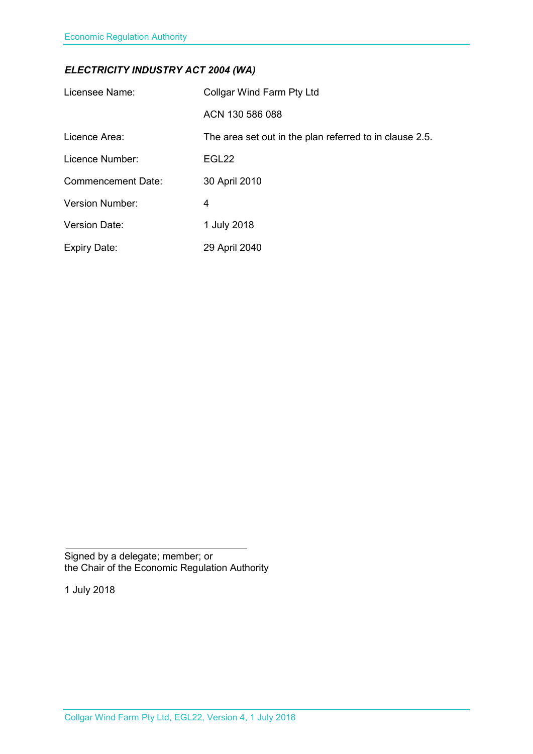***ELECTRICITY INDUSTRY ACT 2004 (WA)***

| | |
|---|---|
| Licensee Name: | Collgar Wind Farm Pty Ltd |
| | ACN 130 586 088 |
| Licence Area: | The area set out in the plan referred to in clause 2.5. |
| Licence Number: | EGL22 |
| Commencement Date: | 30 April 2010 |
| Version Number: | 4 |
| Version Date: | 1 July 2018 |
| Expiry Date: | 29 April 2040 |

Signed by a delegate; member; or
the Chair of the Economic Regulation Authority

1 July 2018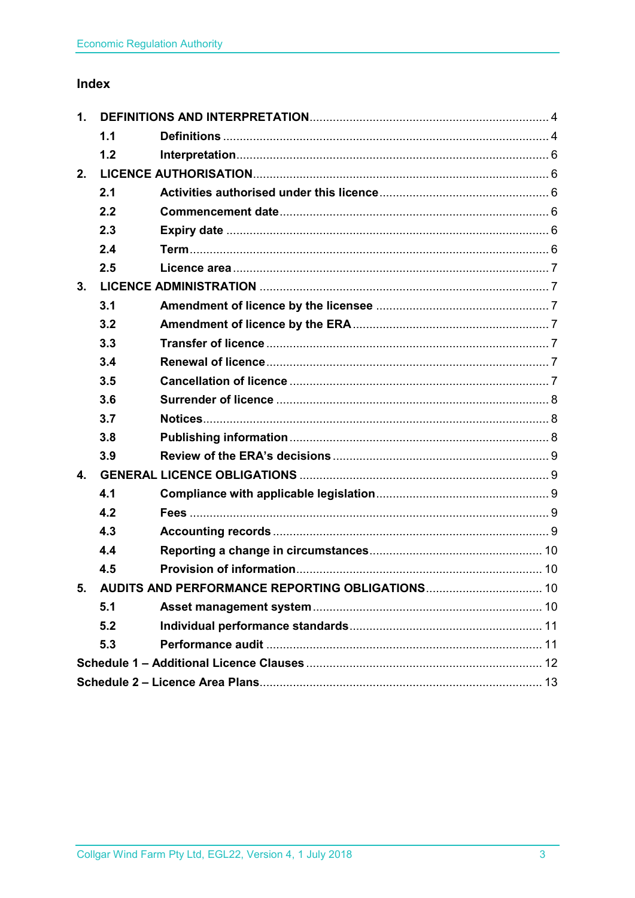## Index

| | | |
|---|---|---|
| **1.** | **DEFINITIONS AND INTERPRETATION** | 4 |
| **1.1** | **Definitions** | 4 |
| **1.2** | **Interpretation** | 6 |
| **2.** | **LICENCE AUTHORISATION** | 6 |
| **2.1** | **Activities authorised under this licence** | 6 |
| **2.2** | **Commencement date** | 6 |
| **2.3** | **Expiry date** | 6 |
| **2.4** | **Term** | 6 |
| **2.5** | **Licence area** | 7 |
| **3.** | **LICENCE ADMINISTRATION** | 7 |
| **3.1** | **Amendment of licence by the licensee** | 7 |
| **3.2** | **Amendment of licence by the ERA** | 7 |
| **3.3** | **Transfer of licence** | 7 |
| **3.4** | **Renewal of licence** | 7 |
| **3.5** | **Cancellation of licence** | 7 |
| **3.6** | **Surrender of licence** | 8 |
| **3.7** | **Notices** | 8 |
| **3.8** | **Publishing information** | 8 |
| **3.9** | **Review of the ERA's decisions** | 9 |
| **4.** | **GENERAL LICENCE OBLIGATIONS** | 9 |
| **4.1** | **Compliance with applicable legislation** | 9 |
| **4.2** | **Fees** | 9 |
| **4.3** | **Accounting records** | 9 |
| **4.4** | **Reporting a change in circumstances** | 10 |
| **4.5** | **Provision of information** | 10 |
| **5.** | **AUDITS AND PERFORMANCE REPORTING OBLIGATIONS** | 10 |
| **5.1** | **Asset management system** | 10 |
| **5.2** | **Individual performance standards** | 11 |
| **5.3** | **Performance audit** | 11 |
| **Schedule 1 – Additional Licence Clauses** | | 12 |
| **Schedule 2 – Licence Area Plans** | | 13 |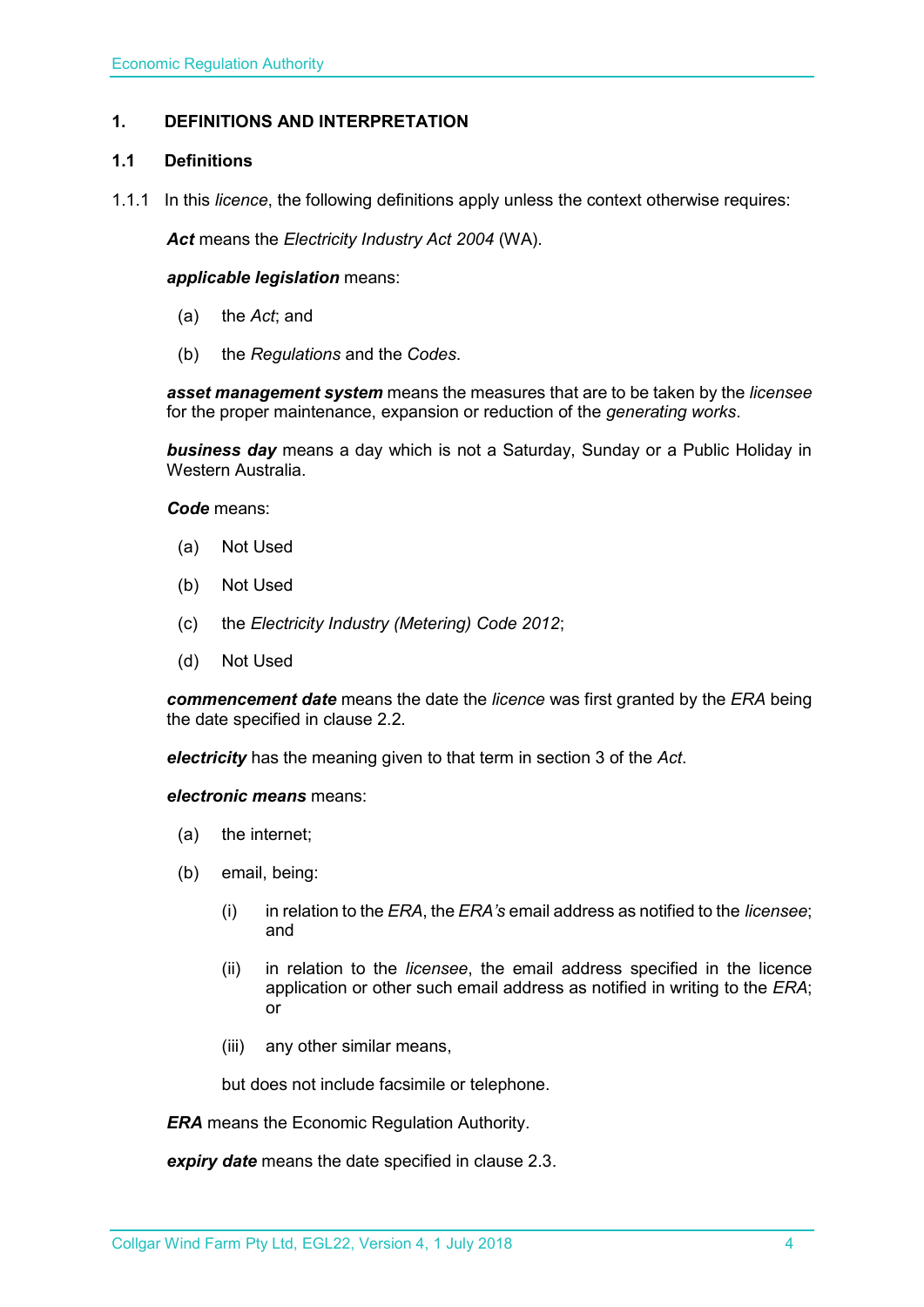## 1. DEFINITIONS AND INTERPRETATION

### 1.1 Definitions

1.1.1 In this *licence*, the following definitions apply unless the context otherwise requires:

***Act*** means the *Electricity Industry Act 2004* (WA).

***applicable legislation*** means:

(a) the *Act*; and

(b) the *Regulations* and the *Codes*.

***asset management system*** means the measures that are to be taken by the *licensee* for the proper maintenance, expansion or reduction of the *generating works*.

***business day*** means a day which is not a Saturday, Sunday or a Public Holiday in Western Australia.

***Code*** means:

(a) Not Used

(b) Not Used

(c) the *Electricity Industry (Metering) Code 2012*;

(d) Not Used

***commencement date*** means the date the *licence* was first granted by the *ERA* being the date specified in clause 2.2.

***electricity*** has the meaning given to that term in section 3 of the *Act*.

***electronic means*** means:

(a) the internet;

(b) email, being:

(i) in relation to the *ERA*, the *ERA's* email address as notified to the *licensee*; and

(ii) in relation to the *licensee*, the email address specified in the licence application or other such email address as notified in writing to the *ERA*; or

(iii) any other similar means,

but does not include facsimile or telephone.

***ERA*** means the Economic Regulation Authority.

***expiry date*** means the date specified in clause 2.3.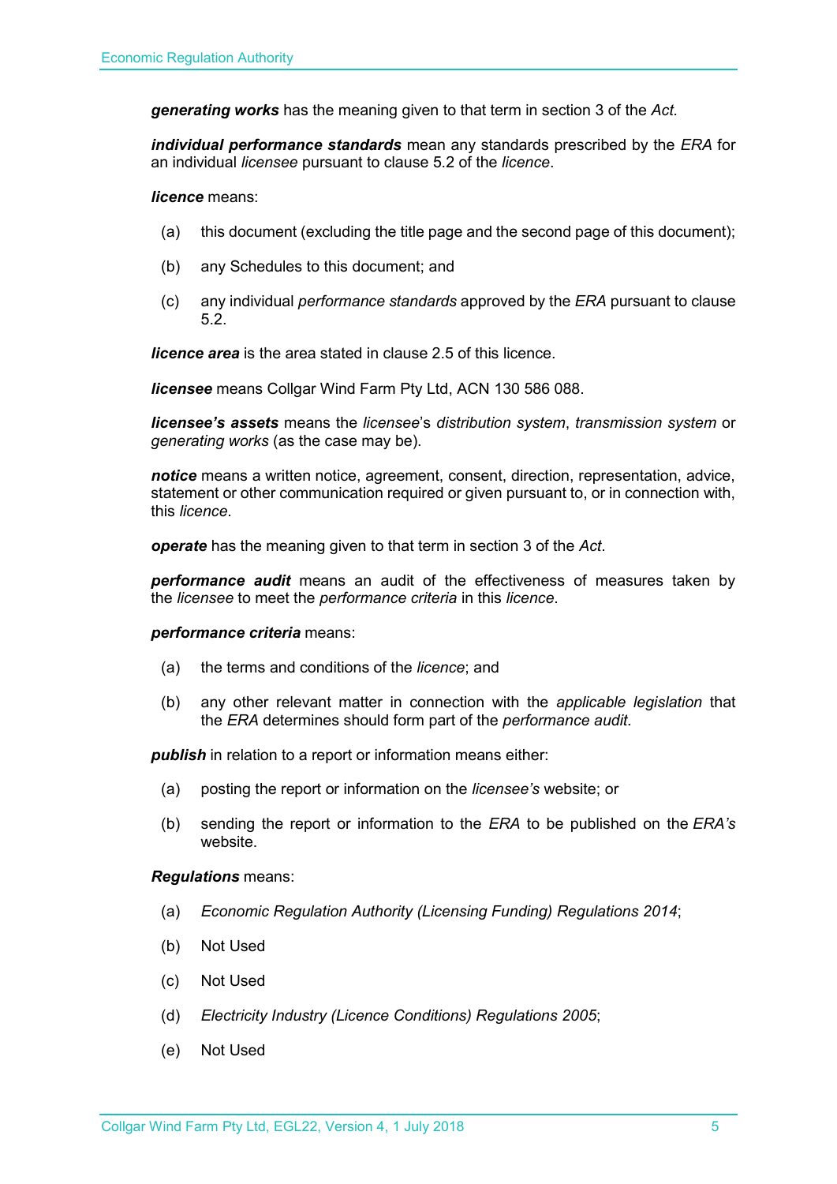***generating works*** has the meaning given to that term in section 3 of the *Act.*

***individual performance standards*** mean any standards prescribed by the *ERA* for an individual *licensee* pursuant to clause 5.2 of the *licence*.

***licence*** means:

(a) this document (excluding the title page and the second page of this document);

(b) any Schedules to this document; and

(c) any individual *performance standards* approved by the *ERA* pursuant to clause 5.2.

***licence area*** is the area stated in clause 2.5 of this licence.

***licensee*** means Collgar Wind Farm Pty Ltd, ACN 130 586 088.

***licensee's assets*** means the *licensee*'s *distribution system*, *transmission system* or *generating works* (as the case may be).

***notice*** means a written notice, agreement, consent, direction, representation, advice, statement or other communication required or given pursuant to, or in connection with, this *licence*.

***operate*** has the meaning given to that term in section 3 of the *Act*.

***performance audit*** means an audit of the effectiveness of measures taken by the *licensee* to meet the *performance criteria* in this *licence*.

***performance criteria*** means:

(a) the terms and conditions of the *licence*; and

(b) any other relevant matter in connection with the *applicable legislation* that the *ERA* determines should form part of the *performance audit*.

***publish*** in relation to a report or information means either:

(a) posting the report or information on the *licensee's* website; or

(b) sending the report or information to the *ERA* to be published on the *ERA's* website.

***Regulations*** means:

(a) *Economic Regulation Authority (Licensing Funding) Regulations 2014*;

(b) Not Used

(c) Not Used

(d) *Electricity Industry (Licence Conditions) Regulations 2005*;

(e) Not Used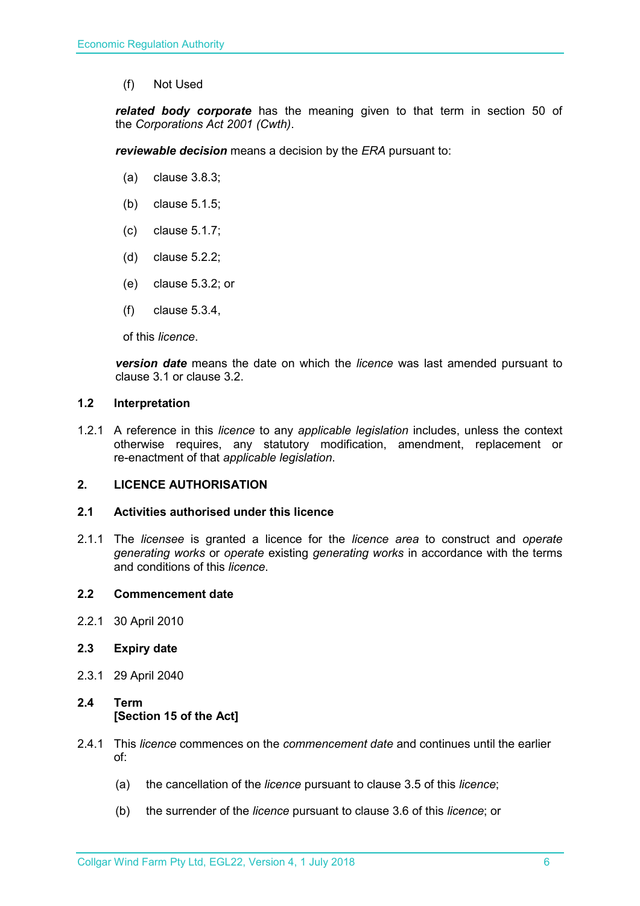(f) Not Used

***related body corporate*** has the meaning given to that term in section 50 of the *Corporations Act 2001 (Cwth)*.

***reviewable decision*** means a decision by the *ERA* pursuant to:

(a) clause 3.8.3;

(b) clause 5.1.5;

(c) clause 5.1.7;

(d) clause 5.2.2;

(e) clause 5.3.2; or

(f) clause 5.3.4,

of this *licence*.

***version date*** means the date on which the *licence* was last amended pursuant to clause 3.1 or clause 3.2.

### 1.2 Interpretation

1.2.1 A reference in this *licence* to any *applicable legislation* includes, unless the context otherwise requires, any statutory modification, amendment, replacement or re-enactment of that *applicable legislation*.

## 2. LICENCE AUTHORISATION

### 2.1 Activities authorised under this licence

2.1.1 The *licensee* is granted a licence for the *licence area* to construct and *operate generating works* or *operate* existing *generating works* in accordance with the terms and conditions of this *licence*.

### 2.2 Commencement date

2.2.1 30 April 2010

### 2.3 Expiry date

2.3.1 29 April 2040

### 2.4 Term [Section 15 of the Act]

2.4.1 This *licence* commences on the *commencement date* and continues until the earlier of:

(a) the cancellation of the *licence* pursuant to clause 3.5 of this *licence*;

(b) the surrender of the *licence* pursuant to clause 3.6 of this *licence*; or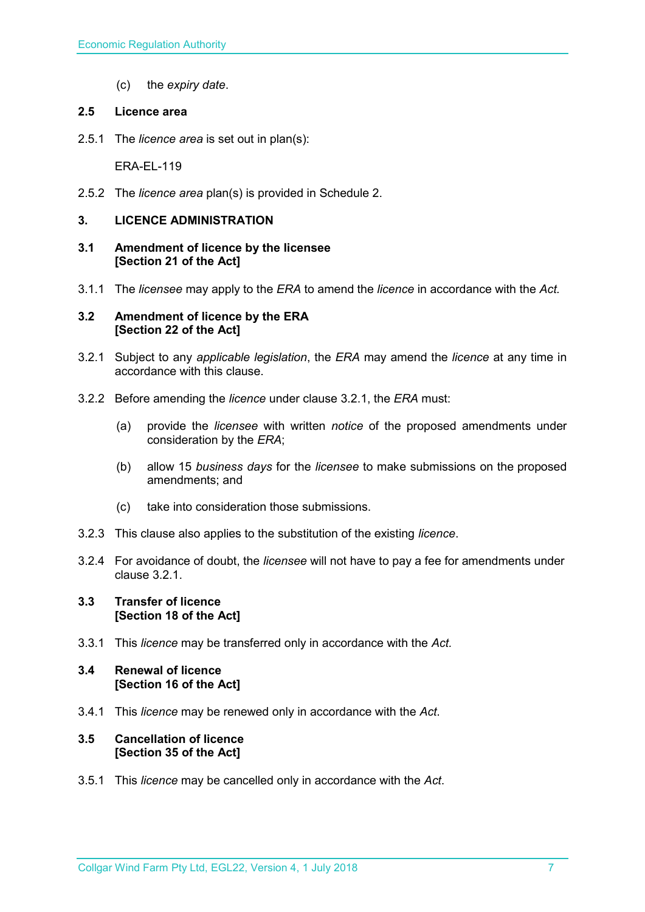(c) the *expiry date*.

### 2.5 Licence area

2.5.1 The *licence area* is set out in plan(s):

ERA-EL-119

2.5.2 The *licence area* plan(s) is provided in Schedule 2.

## 3. LICENCE ADMINISTRATION

### 3.1 Amendment of licence by the licensee [Section 21 of the Act]

3.1.1 The *licensee* may apply to the *ERA* to amend the *licence* in accordance with the *Act.*

### 3.2 Amendment of licence by the ERA [Section 22 of the Act]

3.2.1 Subject to any *applicable legislation*, the *ERA* may amend the *licence* at any time in accordance with this clause.

3.2.2 Before amending the *licence* under clause 3.2.1, the *ERA* must:

(a) provide the *licensee* with written *notice* of the proposed amendments under consideration by the *ERA*;

(b) allow 15 *business days* for the *licensee* to make submissions on the proposed amendments; and

(c) take into consideration those submissions.

3.2.3 This clause also applies to the substitution of the existing *licence*.

3.2.4 For avoidance of doubt, the *licensee* will not have to pay a fee for amendments under clause 3.2.1.

### 3.3 Transfer of licence [Section 18 of the Act]

3.3.1 This *licence* may be transferred only in accordance with the *Act.*

### 3.4 Renewal of licence [Section 16 of the Act]

3.4.1 This *licence* may be renewed only in accordance with the *Act*.

### 3.5 Cancellation of licence [Section 35 of the Act]

3.5.1 This *licence* may be cancelled only in accordance with the *Act*.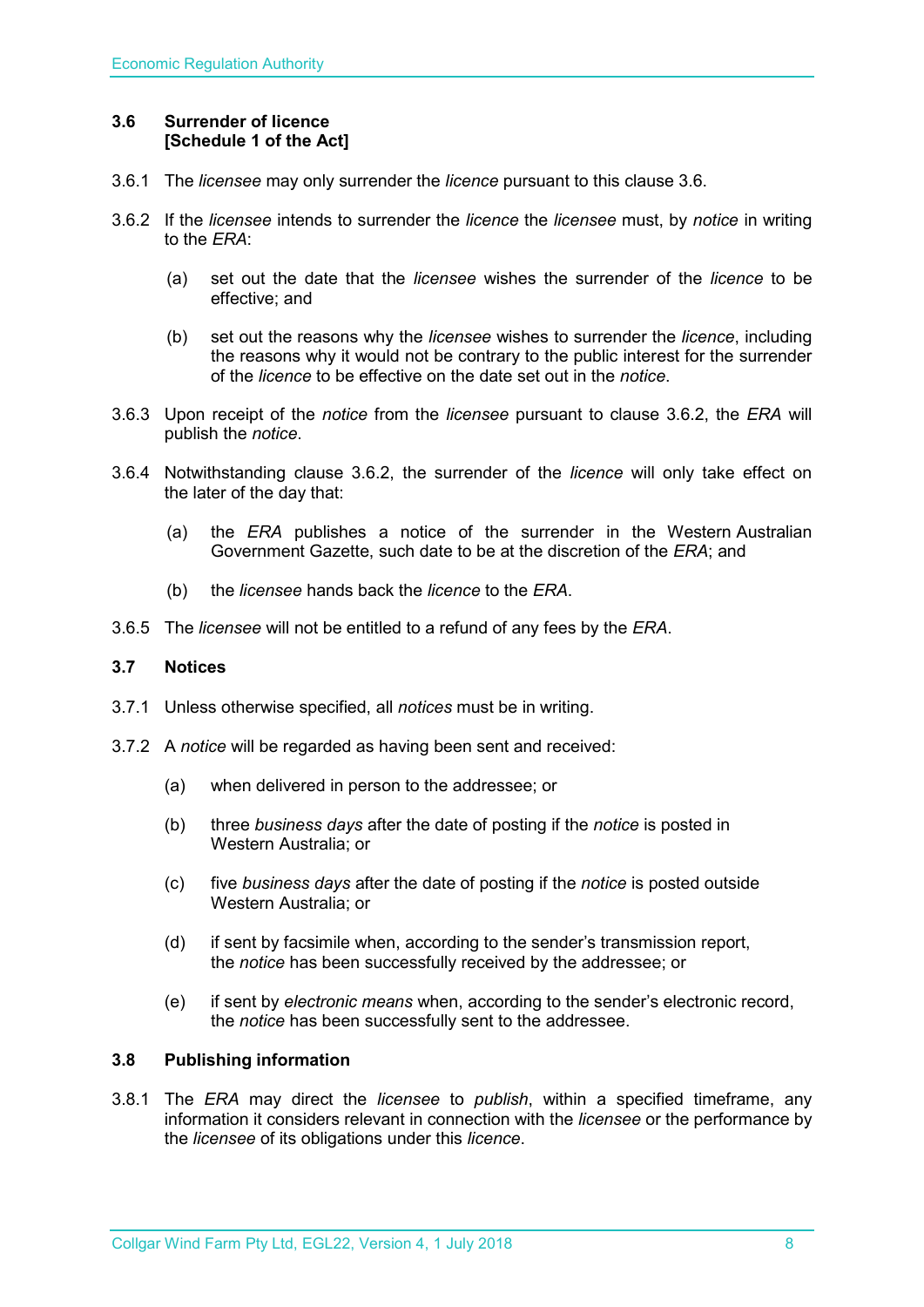### 3.6 Surrender of licence [Schedule 1 of the Act]

3.6.1 The *licensee* may only surrender the *licence* pursuant to this clause 3.6.

3.6.2 If the *licensee* intends to surrender the *licence* the *licensee* must, by *notice* in writing to the *ERA*:

(a) set out the date that the *licensee* wishes the surrender of the *licence* to be effective; and

(b) set out the reasons why the *licensee* wishes to surrender the *licence*, including the reasons why it would not be contrary to the public interest for the surrender of the *licence* to be effective on the date set out in the *notice*.

3.6.3 Upon receipt of the *notice* from the *licensee* pursuant to clause 3.6.2, the *ERA* will publish the *notice*.

3.6.4 Notwithstanding clause 3.6.2, the surrender of the *licence* will only take effect on the later of the day that:

(a) the *ERA* publishes a notice of the surrender in the Western Australian Government Gazette, such date to be at the discretion of the *ERA*; and

(b) the *licensee* hands back the *licence* to the *ERA*.

3.6.5 The *licensee* will not be entitled to a refund of any fees by the *ERA*.

### 3.7 Notices

3.7.1 Unless otherwise specified, all *notices* must be in writing.

3.7.2 A *notice* will be regarded as having been sent and received:

(a) when delivered in person to the addressee; or

(b) three *business days* after the date of posting if the *notice* is posted in Western Australia; or

(c) five *business days* after the date of posting if the *notice* is posted outside Western Australia; or

(d) if sent by facsimile when, according to the sender's transmission report, the *notice* has been successfully received by the addressee; or

(e) if sent by *electronic means* when, according to the sender's electronic record, the *notice* has been successfully sent to the addressee.

### 3.8 Publishing information

3.8.1 The *ERA* may direct the *licensee* to *publish*, within a specified timeframe, any information it considers relevant in connection with the *licensee* or the performance by the *licensee* of its obligations under this *licence*.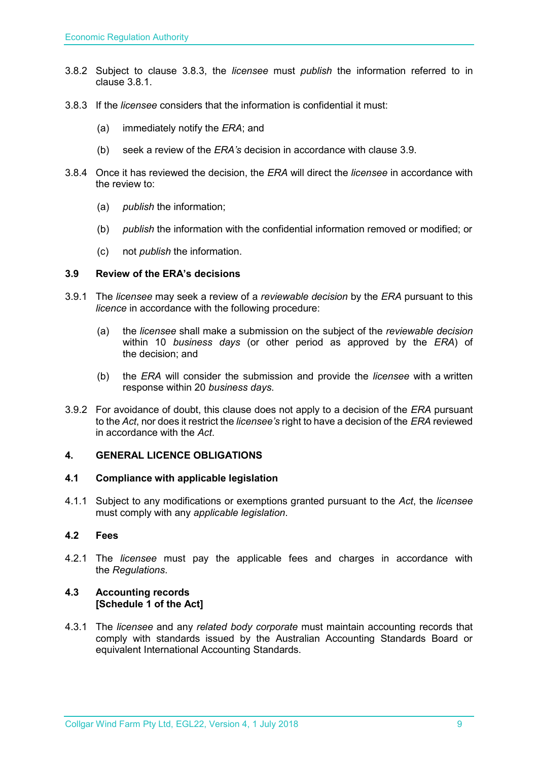3.8.2 Subject to clause 3.8.3, the *licensee* must *publish* the information referred to in clause 3.8.1.

3.8.3 If the *licensee* considers that the information is confidential it must:

(a) immediately notify the *ERA*; and

(b) seek a review of the *ERA's* decision in accordance with clause 3.9.

3.8.4 Once it has reviewed the decision, the *ERA* will direct the *licensee* in accordance with the review to:

(a) *publish* the information;

(b) *publish* the information with the confidential information removed or modified; or

(c) not *publish* the information.

### 3.9 Review of the ERA's decisions

3.9.1 The *licensee* may seek a review of a *reviewable decision* by the *ERA* pursuant to this *licence* in accordance with the following procedure:

(a) the *licensee* shall make a submission on the subject of the *reviewable decision* within 10 *business days* (or other period as approved by the *ERA*) of the decision; and

(b) the *ERA* will consider the submission and provide the *licensee* with a written response within 20 *business days*.

3.9.2 For avoidance of doubt, this clause does not apply to a decision of the *ERA* pursuant to the *Act*, nor does it restrict the *licensee's* right to have a decision of the *ERA* reviewed in accordance with the *Act*.

## 4. GENERAL LICENCE OBLIGATIONS

### 4.1 Compliance with applicable legislation

4.1.1 Subject to any modifications or exemptions granted pursuant to the *Act*, the *licensee* must comply with any *applicable legislation*.

### 4.2 Fees

4.2.1 The *licensee* must pay the applicable fees and charges in accordance with the *Regulations*.

### 4.3 Accounting records
**[Schedule 1 of the Act]**

4.3.1 The *licensee* and any *related body corporate* must maintain accounting records that comply with standards issued by the Australian Accounting Standards Board or equivalent International Accounting Standards.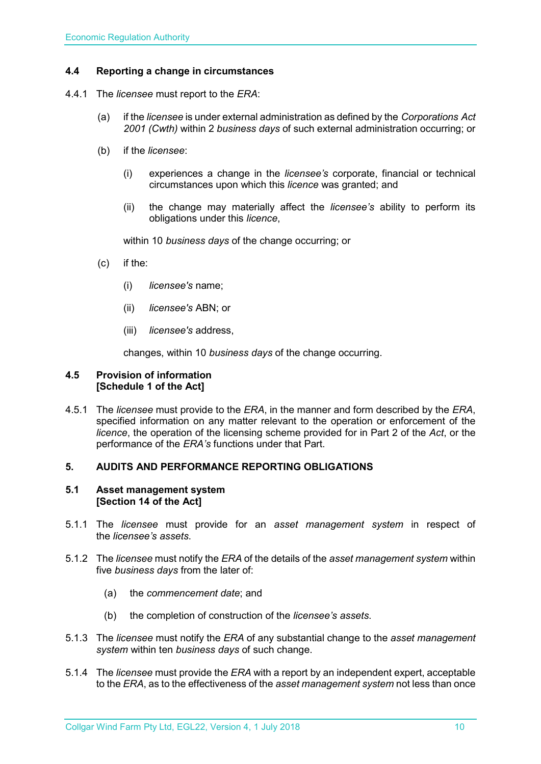### 4.4 Reporting a change in circumstances

4.4.1 The *licensee* must report to the *ERA*:

(a) if the *licensee* is under external administration as defined by the *Corporations Act 2001 (Cwth)* within 2 *business days* of such external administration occurring; or

(b) if the *licensee*:

(i) experiences a change in the *licensee's* corporate, financial or technical circumstances upon which this *licence* was granted; and

(ii) the change may materially affect the *licensee's* ability to perform its obligations under this *licence*,

within 10 *business days* of the change occurring; or

(c) if the:

(i) *licensee's* name;

(ii) *licensee's* ABN; or

(iii) *licensee's* address,

changes, within 10 *business days* of the change occurring.

### 4.5 Provision of information [Schedule 1 of the Act]

4.5.1 The *licensee* must provide to the *ERA*, in the manner and form described by the *ERA*, specified information on any matter relevant to the operation or enforcement of the *licence*, the operation of the licensing scheme provided for in Part 2 of the *Act*, or the performance of the *ERA's* functions under that Part.

## 5. AUDITS AND PERFORMANCE REPORTING OBLIGATIONS

### 5.1 Asset management system [Section 14 of the Act]

5.1.1 The *licensee* must provide for an *asset management system* in respect of the *licensee's assets*.

5.1.2 The *licensee* must notify the *ERA* of the details of the *asset management system* within five *business days* from the later of:

(a) the *commencement date*; and

(b) the completion of construction of the *licensee's assets*.

5.1.3 The *licensee* must notify the *ERA* of any substantial change to the *asset management system* within ten *business days* of such change.

5.1.4 The *licensee* must provide the *ERA* with a report by an independent expert, acceptable to the *ERA*, as to the effectiveness of the *asset management system* not less than once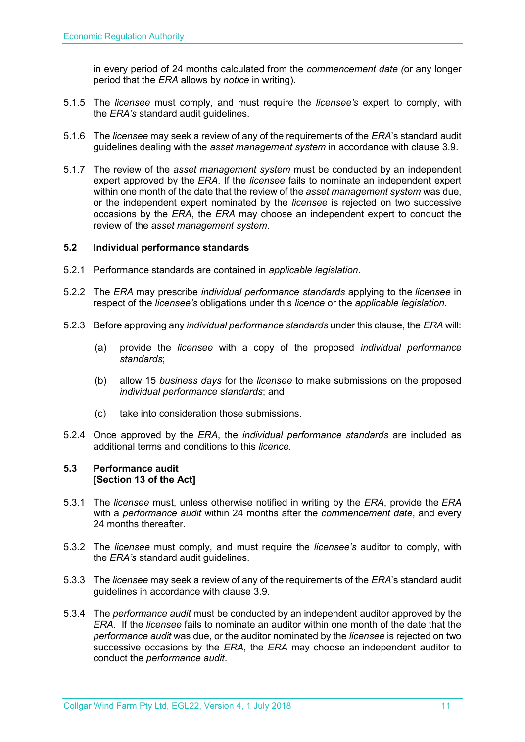in every period of 24 months calculated from the *commencement date (*or any longer period that the *ERA* allows by *notice* in writing).

5.1.5 The *licensee* must comply, and must require the *licensee's* expert to comply, with the *ERA's* standard audit guidelines.

5.1.6 The *licensee* may seek a review of any of the requirements of the *ERA*'s standard audit guidelines dealing with the *asset management system* in accordance with clause 3.9.

5.1.7 The review of the *asset management system* must be conducted by an independent expert approved by the *ERA*. If the *licensee* fails to nominate an independent expert within one month of the date that the review of the *asset management system* was due, or the independent expert nominated by the *licensee* is rejected on two successive occasions by the *ERA*, the *ERA* may choose an independent expert to conduct the review of the *asset management system*.

### 5.2 Individual performance standards

5.2.1 Performance standards are contained in *applicable legislation*.

5.2.2 The *ERA* may prescribe *individual performance standards* applying to the *licensee* in respect of the *licensee's* obligations under this *licence* or the *applicable legislation*.

5.2.3 Before approving any *individual performance standards* under this clause, the *ERA* will:

(a) provide the *licensee* with a copy of the proposed *individual performance standards*;

(b) allow 15 *business days* for the *licensee* to make submissions on the proposed *individual performance standards*; and

(c) take into consideration those submissions.

5.2.4 Once approved by the *ERA*, the *individual performance standards* are included as additional terms and conditions to this *licence*.

### 5.3 Performance audit
**[Section 13 of the Act]**

5.3.1 The *licensee* must, unless otherwise notified in writing by the *ERA*, provide the *ERA* with a *performance audit* within 24 months after the *commencement date*, and every 24 months thereafter.

5.3.2 The *licensee* must comply, and must require the *licensee's* auditor to comply, with the *ERA's* standard audit guidelines.

5.3.3 The *licensee* may seek a review of any of the requirements of the *ERA*'s standard audit guidelines in accordance with clause 3.9.

5.3.4 The *performance audit* must be conducted by an independent auditor approved by the *ERA*. If the *licensee* fails to nominate an auditor within one month of the date that the *performance audit* was due, or the auditor nominated by the *licensee* is rejected on two successive occasions by the *ERA*, the *ERA* may choose an independent auditor to conduct the *performance audit*.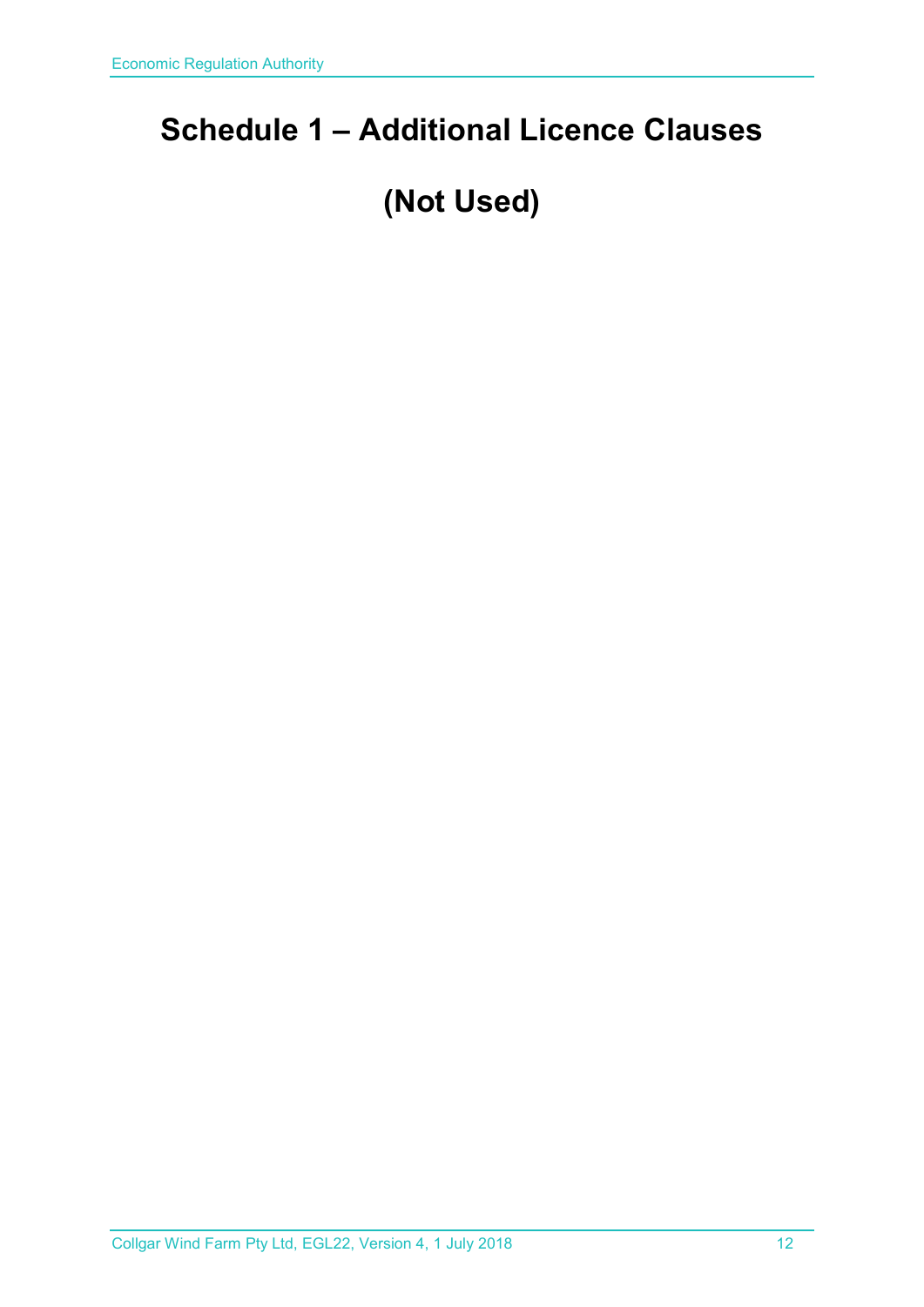# Schedule 1 – Additional Licence Clauses

# (Not Used)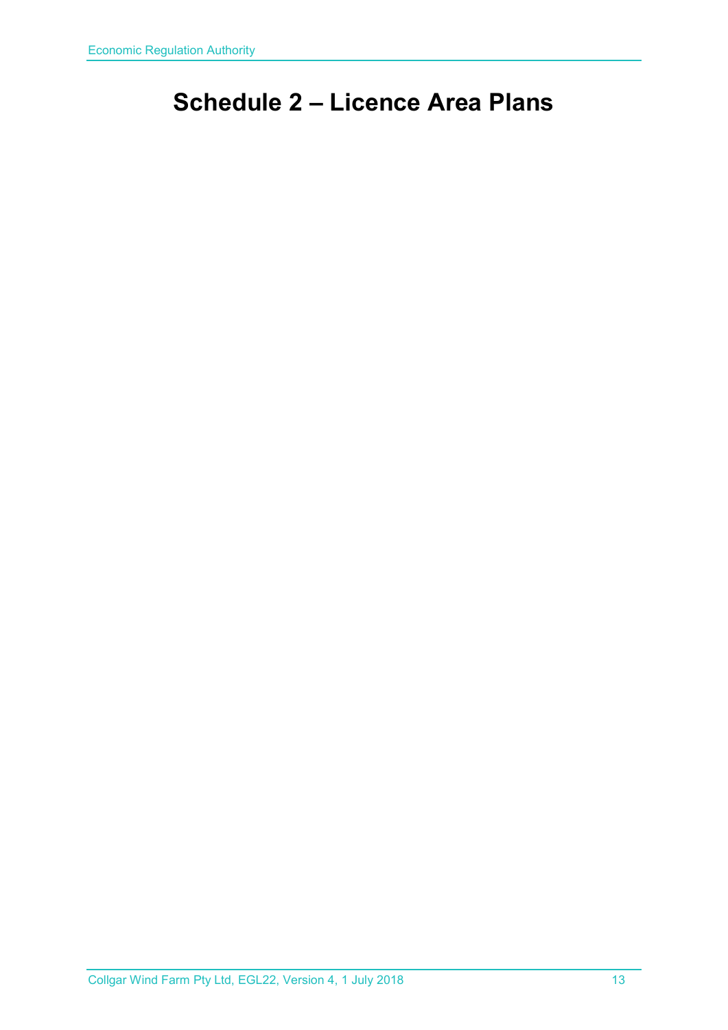# Schedule 2 – Licence Area Plans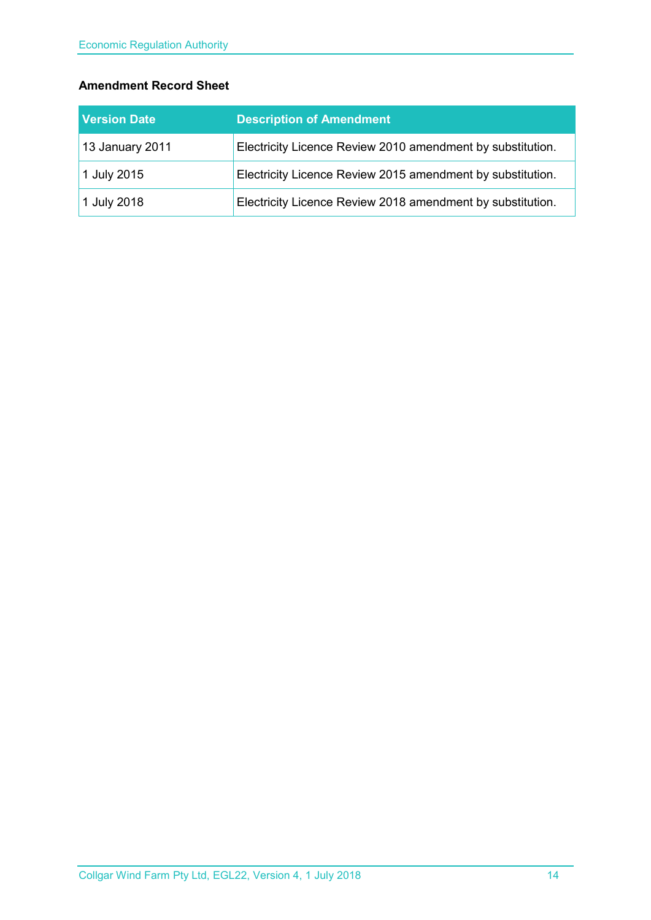**Amendment Record Sheet**

| Version Date | Description of Amendment |
|---|---|
| 13 January 2011 | Electricity Licence Review 2010 amendment by substitution. |
| 1 July 2015 | Electricity Licence Review 2015 amendment by substitution. |
| 1 July 2018 | Electricity Licence Review 2018 amendment by substitution. |